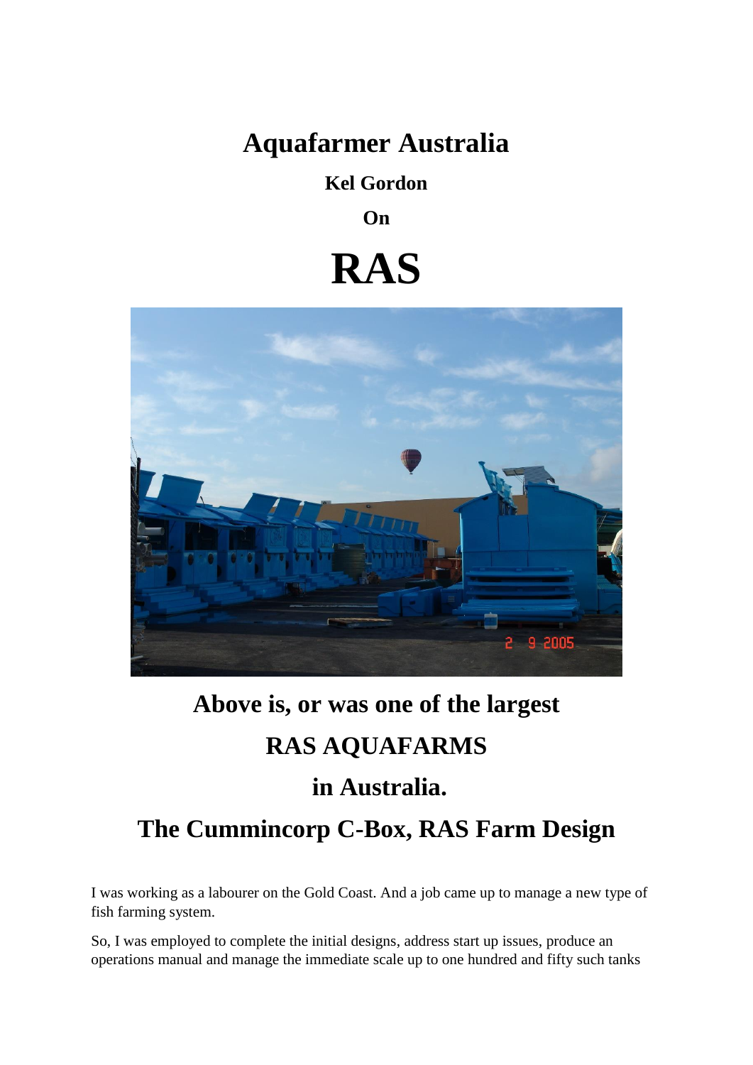# Aquafarmer Australia

**Kel Gordon**

**On**

# RAS

## Above is, or was one of the largest RAS AQUAFARMS in Australia.

## The Cummincorp C-Box, RAS Farm Design

I was working as a labourer on the Gold Coast. And a job came up to manage a new type of fish farming system.

So, I was employed to complete the initial designs, address start up issues, produce an operations manual and manage the immediate scale up to one hundred and fifty such tanks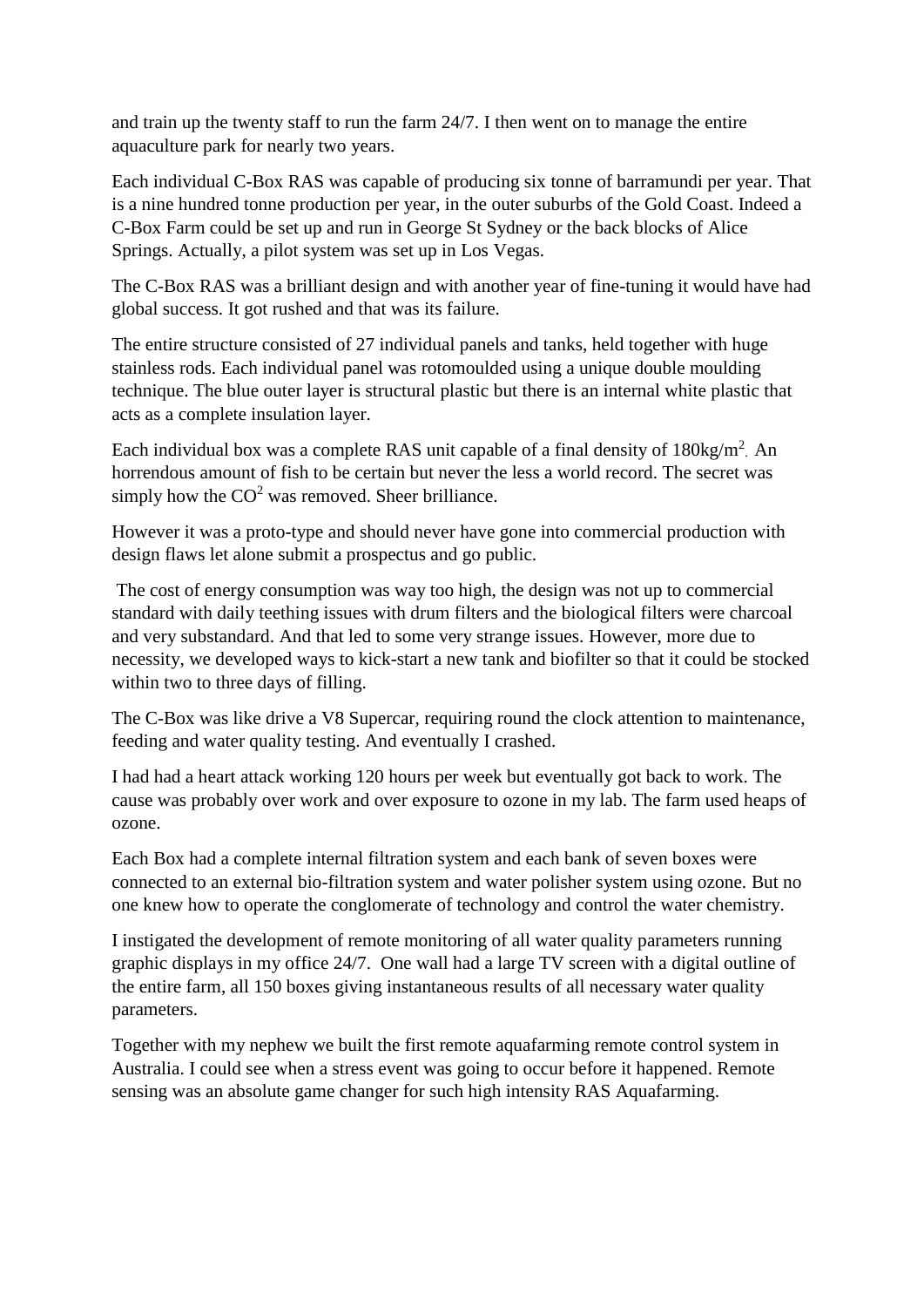and train up the twenty staff to run the farm 24/7. I then went on to manage the entire aquaculture park for nearly two years.

Each individual C-Box RAS was capable of producing six tonne of barramundi per year. That is a nine hundred tonne production per year, in the outer suburbs of the Gold Coast. Indeed a C-Box Farm could be set up and run in George St Sydney or the back blocks of Alice Springs. Actually, a pilot system was set up in Los Vegas.

The C-Box RAS was a brilliant design and with another year of fine-tuning it would have had global success. It got rushed and that was its failure.

The entire structure consisted of 27 individual panels and tanks, held together with huge stainless rods. Each individual panel was rotomoulded using a unique double moulding technique. The blue outer layer is structural plastic but there is an internal white plastic that acts as a complete insulation layer.

Each individual box was a complete RAS unit capable of a final density of $180kg/m^2$. An horrendous amount of fish to be certain but never the less a world record. The secret was simply how the $CO^2$ was removed. Sheer brilliance.

However it was a proto-type and should never have gone into commercial production with design flaws let alone submit a prospectus and go public.

The cost of energy consumption was way too high, the design was not up to commercial standard with daily teething issues with drum filters and the biological filters were charcoal and very substandard. And that led to some very strange issues. However, more due to necessity, we developed ways to kick-start a new tank and biofilter so that it could be stocked within two to three days of filling.

The C-Box was like drive a V8 Supercar, requiring round the clock attention to maintenance, feeding and water quality testing. And eventually I crashed.

I had had a heart attack working 120 hours per week but eventually got back to work. The cause was probably over work and over exposure to ozone in my lab. The farm used heaps of ozone.

Each Box had a complete internal filtration system and each bank of seven boxes were connected to an external bio-filtration system and water polisher system using ozone. But no one knew how to operate the conglomerate of technology and control the water chemistry.

I instigated the development of remote monitoring of all water quality parameters running graphic displays in my office 24/7. One wall had a large TV screen with a digital outline of the entire farm, all 150 boxes giving instantaneous results of all necessary water quality parameters.

Together with my nephew we built the first remote aquafarming remote control system in Australia. I could see when a stress event was going to occur before it happened. Remote sensing was an absolute game changer for such high intensity RAS Aquafarming.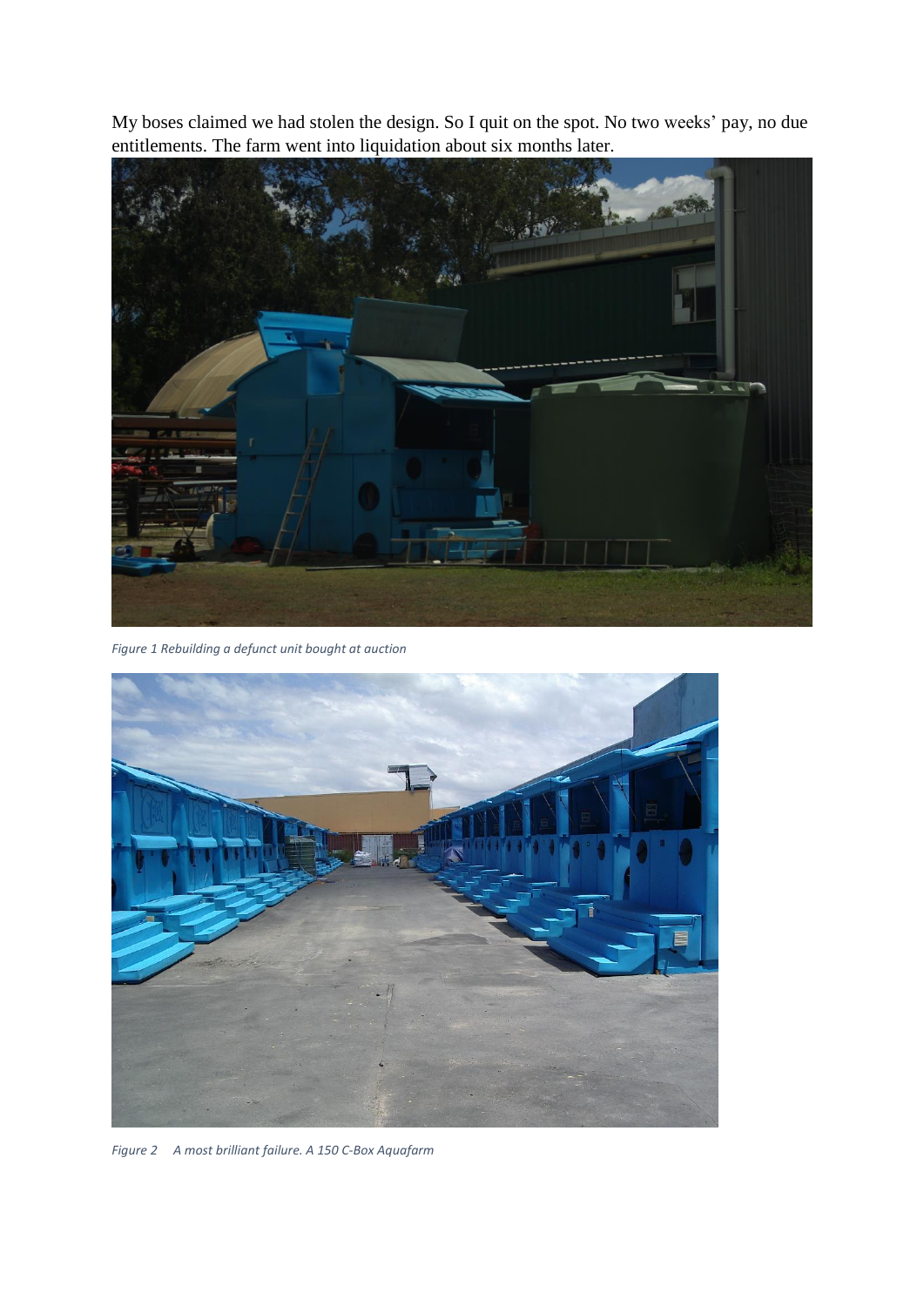My boses claimed we had stolen the design. So I quit on the spot. No two weeks' pay, no due entitlements. The farm went into liquidation about six months later.

*Figure 1 Rebuilding a defunct unit bought at auction*

*Figure 2 A most brilliant failure. A 150 C-Box Aquafarm*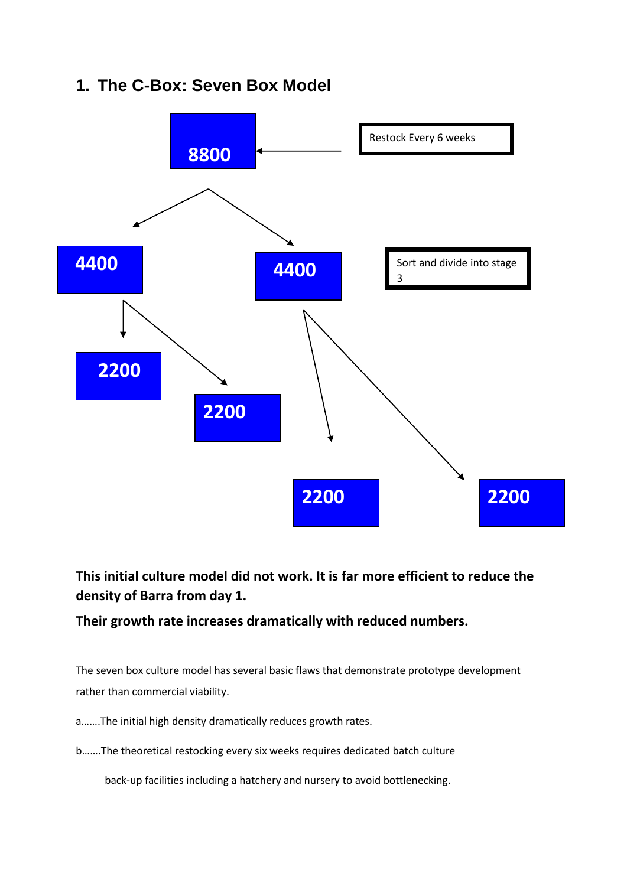## 1. The C-Box: Seven Box Model

8800

Restock Every 6 weeks

4400

4400

Sort and divide into stage 3

2200

2200

2200

2200

**This initial culture model did not work. It is far more efficient to reduce the density of Barra from day 1.**

**Their growth rate increases dramatically with reduced numbers.**

The seven box culture model has several basic flaws that demonstrate prototype development rather than commercial viability.

a…….The initial high density dramatically reduces growth rates.

b…….The theoretical restocking every six weeks requires dedicated batch culture back-up facilities including a hatchery and nursery to avoid bottlenecking.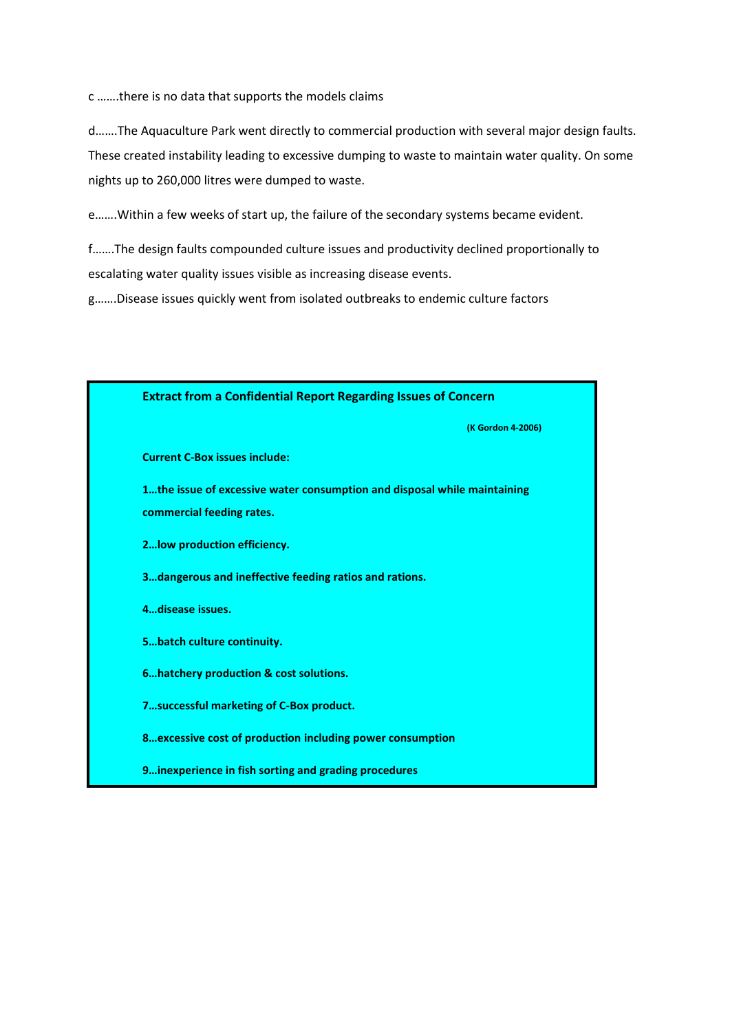c …….there is no data that supports the models claims

d…….The Aquaculture Park went directly to commercial production with several major design faults. These created instability leading to excessive dumping to waste to maintain water quality. On some nights up to 260,000 litres were dumped to waste.

e…….Within a few weeks of start up, the failure of the secondary systems became evident.

f…….The design faults compounded culture issues and productivity declined proportionally to escalating water quality issues visible as increasing disease events.

g…….Disease issues quickly went from isolated outbreaks to endemic culture factors

**Extract from a Confidential Report Regarding Issues of Concern**

**(K Gordon 4-2006)**

**Current C-Box issues include:**

**1…the issue of excessive water consumption and disposal while maintaining commercial feeding rates.**

**2…low production efficiency.**

**3…dangerous and ineffective feeding ratios and rations.**

**4…disease issues.**

**5…batch culture continuity.**

**6…hatchery production & cost solutions.**

**7…successful marketing of C-Box product.**

**8…excessive cost of production including power consumption**

**9…inexperience in fish sorting and grading procedures**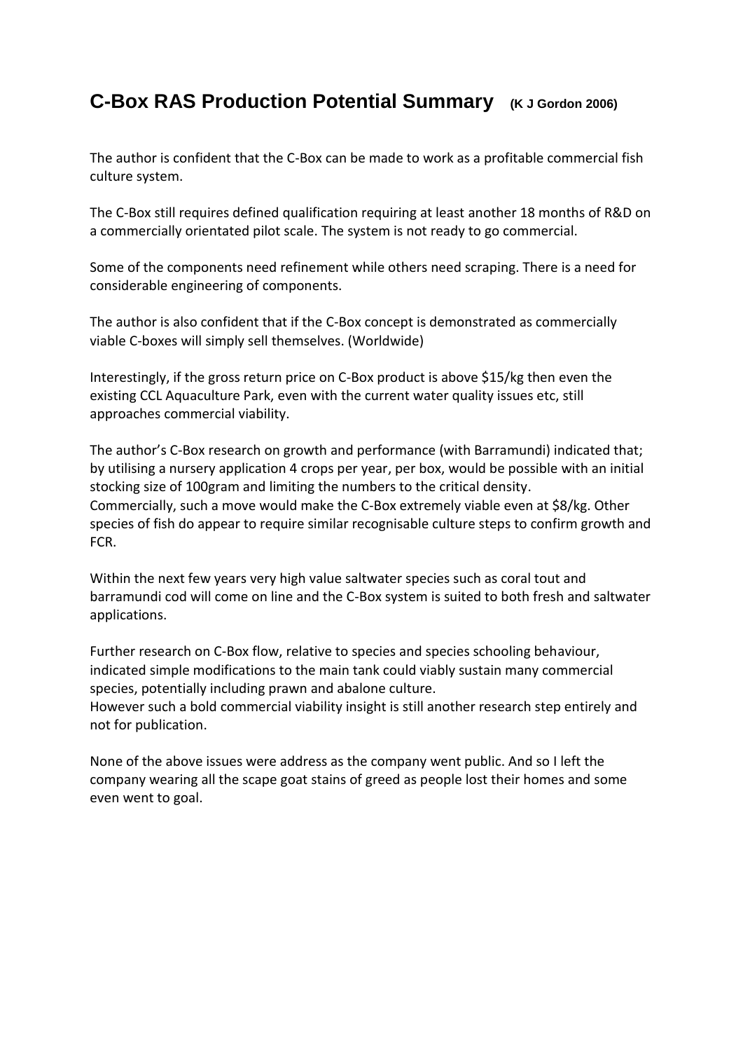# C-Box RAS Production Potential Summary (K J Gordon 2006)

The author is confident that the C-Box can be made to work as a profitable commercial fish culture system.

The C-Box still requires defined qualification requiring at least another 18 months of R&D on a commercially orientated pilot scale. The system is not ready to go commercial.

Some of the components need refinement while others need scraping. There is a need for considerable engineering of components.

The author is also confident that if the C-Box concept is demonstrated as commercially viable C-boxes will simply sell themselves. (Worldwide)

Interestingly, if the gross return price on C-Box product is above $15/kg then even the existing CCL Aquaculture Park, even with the current water quality issues etc, still approaches commercial viability.

The author's C-Box research on growth and performance (with Barramundi) indicated that; by utilising a nursery application 4 crops per year, per box, would be possible with an initial stocking size of 100gram and limiting the numbers to the critical density.
Commercially, such a move would make the C-Box extremely viable even at $8/kg. Other species of fish do appear to require similar recognisable culture steps to confirm growth and FCR.

Within the next few years very high value saltwater species such as coral tout and barramundi cod will come on line and the C-Box system is suited to both fresh and saltwater applications.

Further research on C-Box flow, relative to species and species schooling behaviour, indicated simple modifications to the main tank could viably sustain many commercial species, potentially including prawn and abalone culture.
However such a bold commercial viability insight is still another research step entirely and not for publication.

None of the above issues were address as the company went public. And so I left the company wearing all the scape goat stains of greed as people lost their homes and some even went to goal.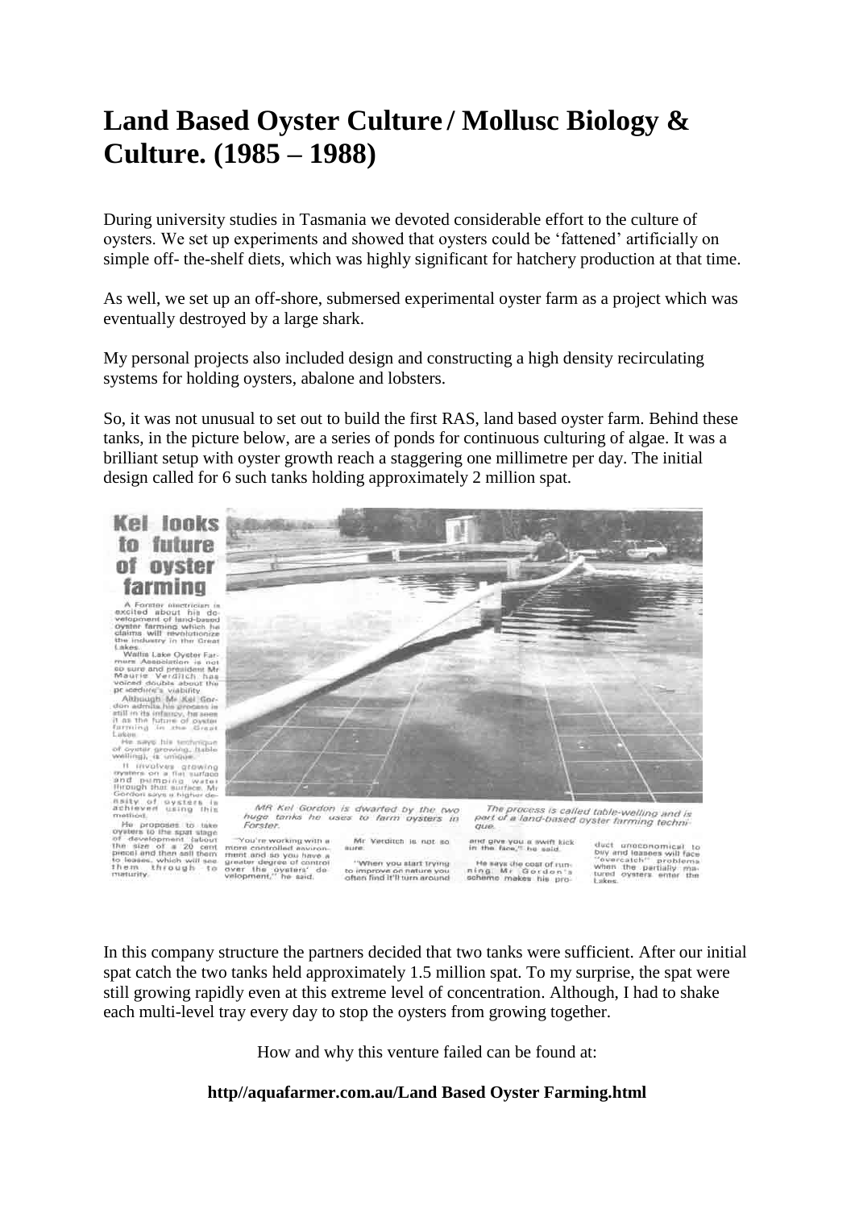# Land Based Oyster Culture / Mollusc Biology & Culture. (1985 – 1988)

During university studies in Tasmania we devoted considerable effort to the culture of oysters. We set up experiments and showed that oysters could be 'fattened' artificially on simple off- the-shelf diets, which was highly significant for hatchery production at that time.

As well, we set up an off-shore, submersed experimental oyster farm as a project which was eventually destroyed by a large shark.

My personal projects also included design and constructing a high density recirculating systems for holding oysters, abalone and lobsters.

So, it was not unusual to set out to build the first RAS, land based oyster farm. Behind these tanks, in the picture below, are a series of ponds for continuous culturing of algae. It was a brilliant setup with oyster growth reach a staggering one millimetre per day. The initial design called for 6 such tanks holding approximately 2 million spat.

## Kel looks to future of oyster farming

A Forster electrician is excited about his development of land-based oyster farming which he claims will revolutionize the industry in the Great Lakes.

Wallis Lake Oyster Farmers Association is not so sure and president Mr Maurie Verditch has voiced doubts about the procedure's viability.

Although Mr Kel Gordon admits his process is still in its infancy, he sees it as the future of oyster farming in the Great Lakes.

He says his technique of oyster growing, (table welling), is unique.

It involves growing oysters on a flat surface and pumping water through that surface. Mr Gordon says a higher density of oysters is achieved using this method.

He proposes to take oysters to the spat stage of development (about the size of a 20 cent piece) and then sell them to leases, which will see them through to maturity.

"You're working with a more controlled environment and so you have a greater degree of control over the oysters' development," he said.

Mr Verditch is not so sure.

"When you start trying to improve on nature you often find it'll turn around and give you a swift kick in the face," he said.

He says the cost of running Mr Gordon's scheme makes his product uneconomical to buy and leasees will face "overcatch" problems when the partially matured oysters enter the Lakes.

*MR Kel Gordon is dwarfed by the two huge tanks he uses to farm oysters in Forster. The process is called table-welling and is part of a land-based oyster farming technique.*

In this company structure the partners decided that two tanks were sufficient. After our initial spat catch the two tanks held approximately 1.5 million spat. To my surprise, the spat were still growing rapidly even at this extreme level of concentration. Although, I had to shake each multi-level tray every day to stop the oysters from growing together.

How and why this venture failed can be found at:

**http//aquafarmer.com.au/Land Based Oyster Farming.html**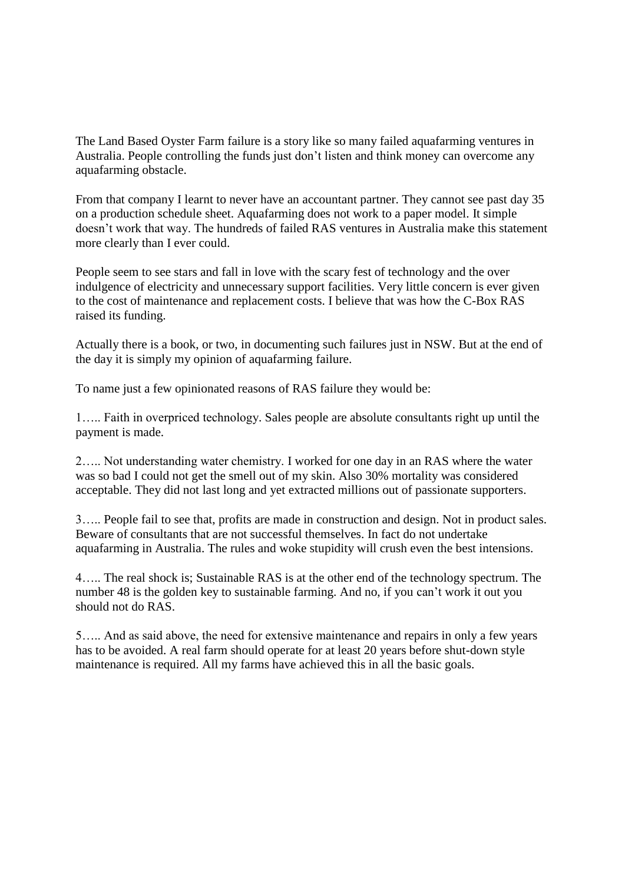The Land Based Oyster Farm failure is a story like so many failed aquafarming ventures in Australia. People controlling the funds just don't listen and think money can overcome any aquafarming obstacle.

From that company I learnt to never have an accountant partner. They cannot see past day 35 on a production schedule sheet. Aquafarming does not work to a paper model. It simple doesn't work that way. The hundreds of failed RAS ventures in Australia make this statement more clearly than I ever could.

People seem to see stars and fall in love with the scary fest of technology and the over indulgence of electricity and unnecessary support facilities. Very little concern is ever given to the cost of maintenance and replacement costs. I believe that was how the C-Box RAS raised its funding.

Actually there is a book, or two, in documenting such failures just in NSW. But at the end of the day it is simply my opinion of aquafarming failure.

To name just a few opinionated reasons of RAS failure they would be:

1….. Faith in overpriced technology. Sales people are absolute consultants right up until the payment is made.

2….. Not understanding water chemistry. I worked for one day in an RAS where the water was so bad I could not get the smell out of my skin. Also 30% mortality was considered acceptable. They did not last long and yet extracted millions out of passionate supporters.

3….. People fail to see that, profits are made in construction and design. Not in product sales. Beware of consultants that are not successful themselves. In fact do not undertake aquafarming in Australia. The rules and woke stupidity will crush even the best intensions.

4….. The real shock is; Sustainable RAS is at the other end of the technology spectrum. The number 48 is the golden key to sustainable farming. And no, if you can't work it out you should not do RAS.

5….. And as said above, the need for extensive maintenance and repairs in only a few years has to be avoided. A real farm should operate for at least 20 years before shut-down style maintenance is required. All my farms have achieved this in all the basic goals.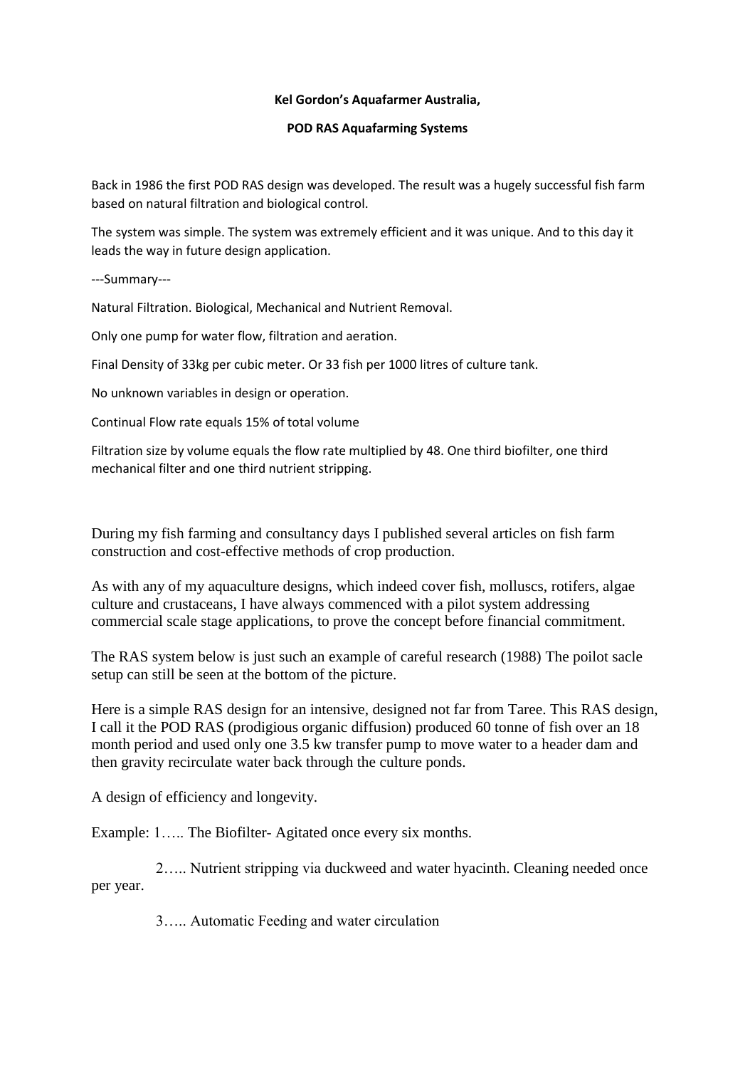**Kel Gordon's Aquafarmer Australia,**

**POD RAS Aquafarming Systems**

Back in 1986 the first POD RAS design was developed. The result was a hugely successful fish farm based on natural filtration and biological control.

The system was simple. The system was extremely efficient and it was unique. And to this day it leads the way in future design application.

---Summary---

Natural Filtration. Biological, Mechanical and Nutrient Removal.

Only one pump for water flow, filtration and aeration.

Final Density of 33kg per cubic meter. Or 33 fish per 1000 litres of culture tank.

No unknown variables in design or operation.

Continual Flow rate equals 15% of total volume

Filtration size by volume equals the flow rate multiplied by 48. One third biofilter, one third mechanical filter and one third nutrient stripping.

During my fish farming and consultancy days I published several articles on fish farm construction and cost-effective methods of crop production.

As with any of my aquaculture designs, which indeed cover fish, molluscs, rotifers, algae culture and crustaceans, I have always commenced with a pilot system addressing commercial scale stage applications, to prove the concept before financial commitment.

The RAS system below is just such an example of careful research (1988) The poilot sacle setup can still be seen at the bottom of the picture.

Here is a simple RAS design for an intensive, designed not far from Taree. This RAS design, I call it the POD RAS (prodigious organic diffusion) produced 60 tonne of fish over an 18 month period and used only one 3.5 kw transfer pump to move water to a header dam and then gravity recirculate water back through the culture ponds.

A design of efficiency and longevity.

Example: 1….. The Biofilter- Agitated once every six months.

2….. Nutrient stripping via duckweed and water hyacinth. Cleaning needed once per year.

3….. Automatic Feeding and water circulation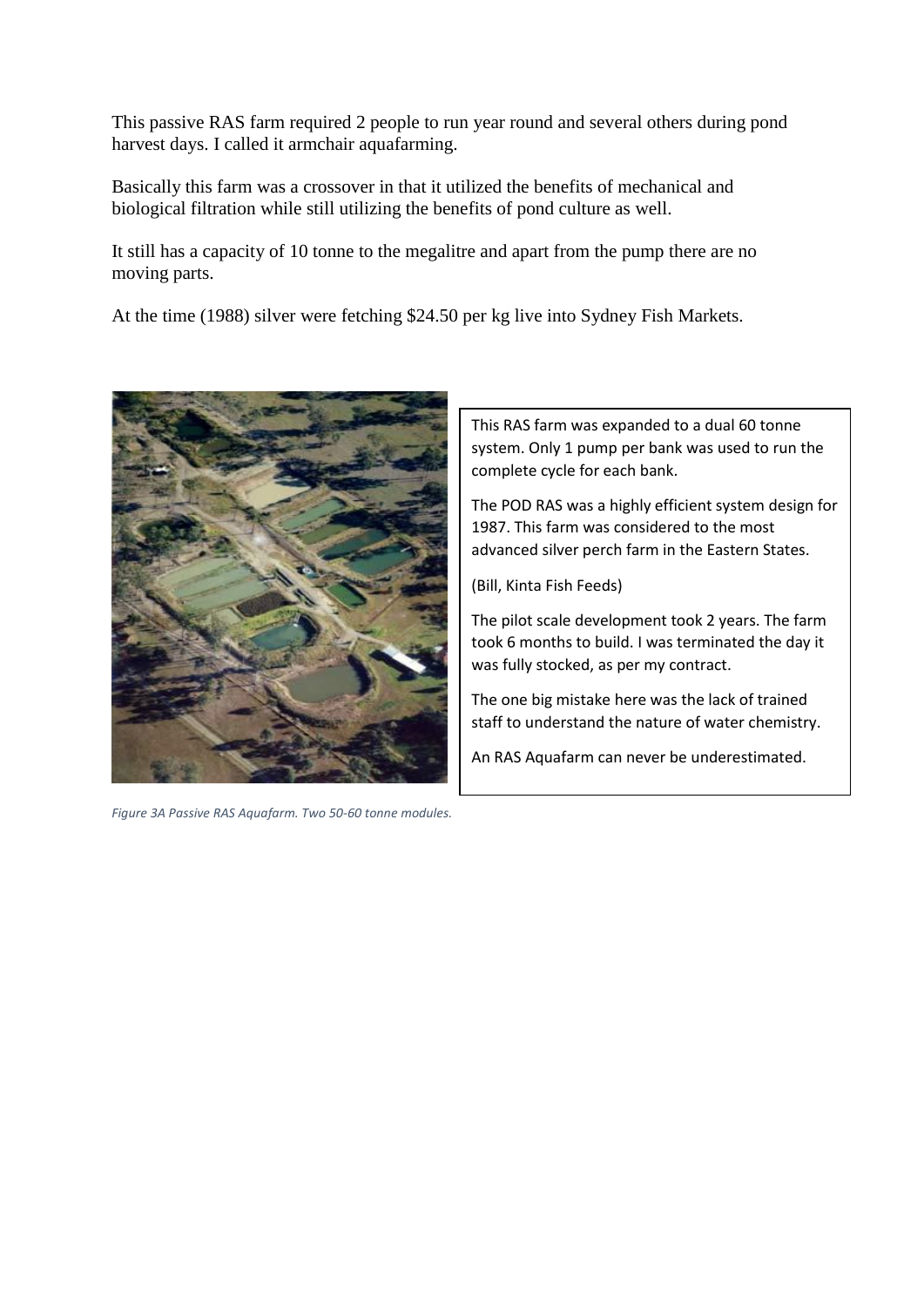This passive RAS farm required 2 people to run year round and several others during pond harvest days. I called it armchair aquafarming.

Basically this farm was a crossover in that it utilized the benefits of mechanical and biological filtration while still utilizing the benefits of pond culture as well.

It still has a capacity of 10 tonne to the megalitre and apart from the pump there are no moving parts.

At the time (1988) silver were fetching $24.50 per kg live into Sydney Fish Markets.

This RAS farm was expanded to a dual 60 tonne system. Only 1 pump per bank was used to run the complete cycle for each bank.

The POD RAS was a highly efficient system design for 1987. This farm was considered to the most advanced silver perch farm in the Eastern States.

(Bill, Kinta Fish Feeds)

The pilot scale development took 2 years. The farm took 6 months to build. I was terminated the day it was fully stocked, as per my contract.

The one big mistake here was the lack of trained staff to understand the nature of water chemistry.

An RAS Aquafarm can never be underestimated.

*Figure 3A Passive RAS Aquafarm. Two 50-60 tonne modules.*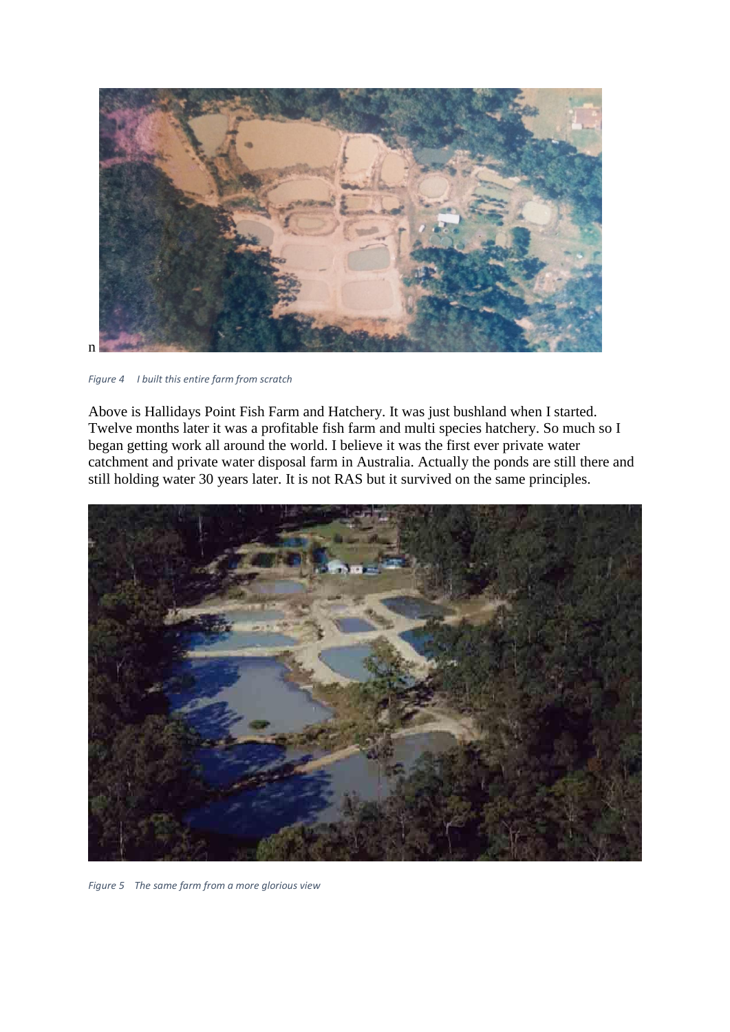n

*Figure 4 I built this entire farm from scratch*

Above is Hallidays Point Fish Farm and Hatchery. It was just bushland when I started. Twelve months later it was a profitable fish farm and multi species hatchery. So much so I began getting work all around the world. I believe it was the first ever private water catchment and private water disposal farm in Australia. Actually the ponds are still there and still holding water 30 years later. It is not RAS but it survived on the same principles.

*Figure 5 The same farm from a more glorious view*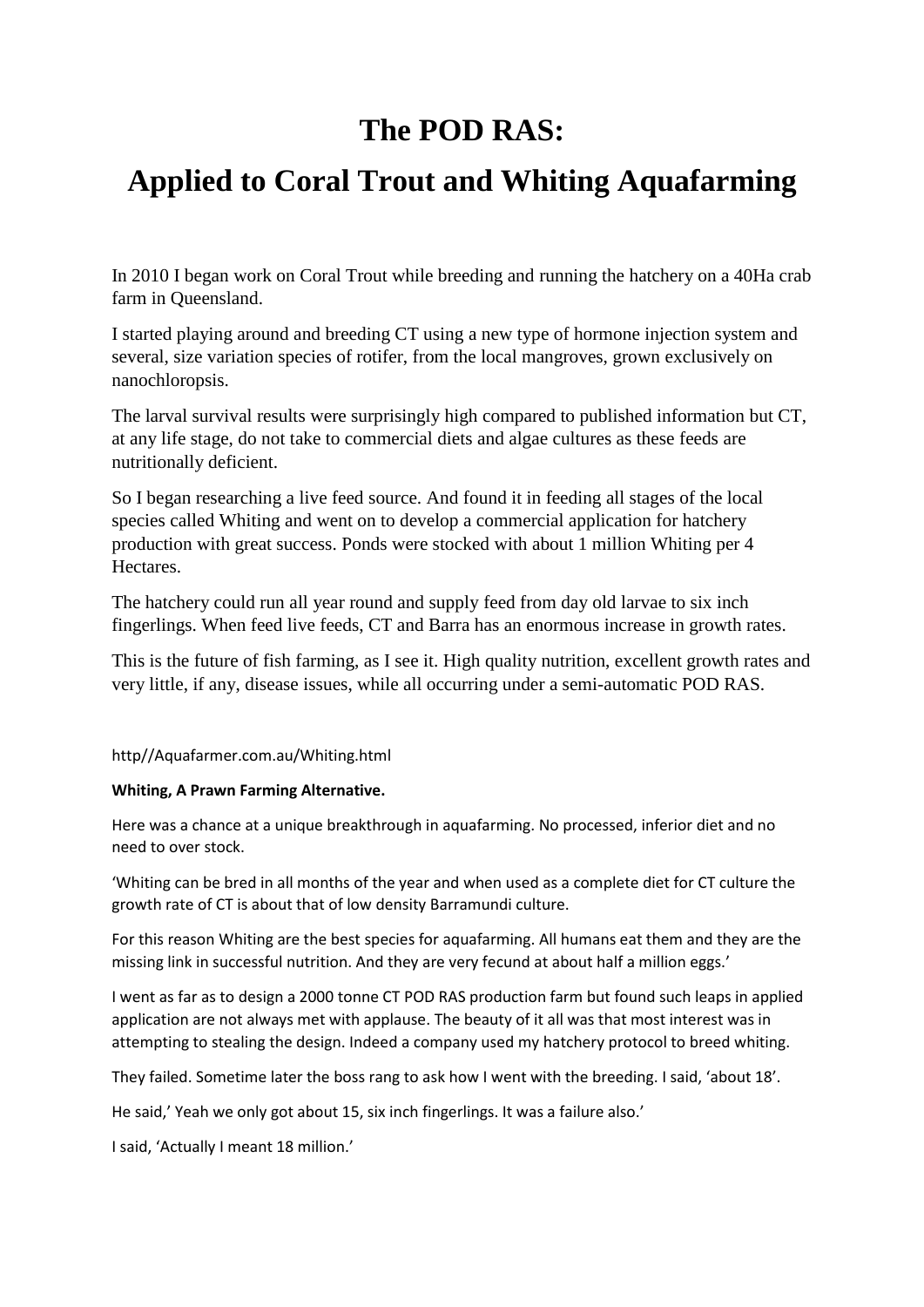# The POD RAS:

# Applied to Coral Trout and Whiting Aquafarming

In 2010 I began work on Coral Trout while breeding and running the hatchery on a 40Ha crab farm in Queensland.

I started playing around and breeding CT using a new type of hormone injection system and several, size variation species of rotifer, from the local mangroves, grown exclusively on nanochloropsis.

The larval survival results were surprisingly high compared to published information but CT, at any life stage, do not take to commercial diets and algae cultures as these feeds are nutritionally deficient.

So I began researching a live feed source. And found it in feeding all stages of the local species called Whiting and went on to develop a commercial application for hatchery production with great success. Ponds were stocked with about 1 million Whiting per 4 Hectares.

The hatchery could run all year round and supply feed from day old larvae to six inch fingerlings. When feed live feeds, CT and Barra has an enormous increase in growth rates.

This is the future of fish farming, as I see it. High quality nutrition, excellent growth rates and very little, if any, disease issues, while all occurring under a semi-automatic POD RAS.

http//Aquafarmer.com.au/Whiting.html

**Whiting, A Prawn Farming Alternative.**

Here was a chance at a unique breakthrough in aquafarming. No processed, inferior diet and no need to over stock.

'Whiting can be bred in all months of the year and when used as a complete diet for CT culture the growth rate of CT is about that of low density Barramundi culture.

For this reason Whiting are the best species for aquafarming. All humans eat them and they are the missing link in successful nutrition. And they are very fecund at about half a million eggs.'

I went as far as to design a 2000 tonne CT POD RAS production farm but found such leaps in applied application are not always met with applause. The beauty of it all was that most interest was in attempting to stealing the design. Indeed a company used my hatchery protocol to breed whiting.

They failed. Sometime later the boss rang to ask how I went with the breeding. I said, 'about 18'.

He said,' Yeah we only got about 15, six inch fingerlings. It was a failure also.'

I said, 'Actually I meant 18 million.'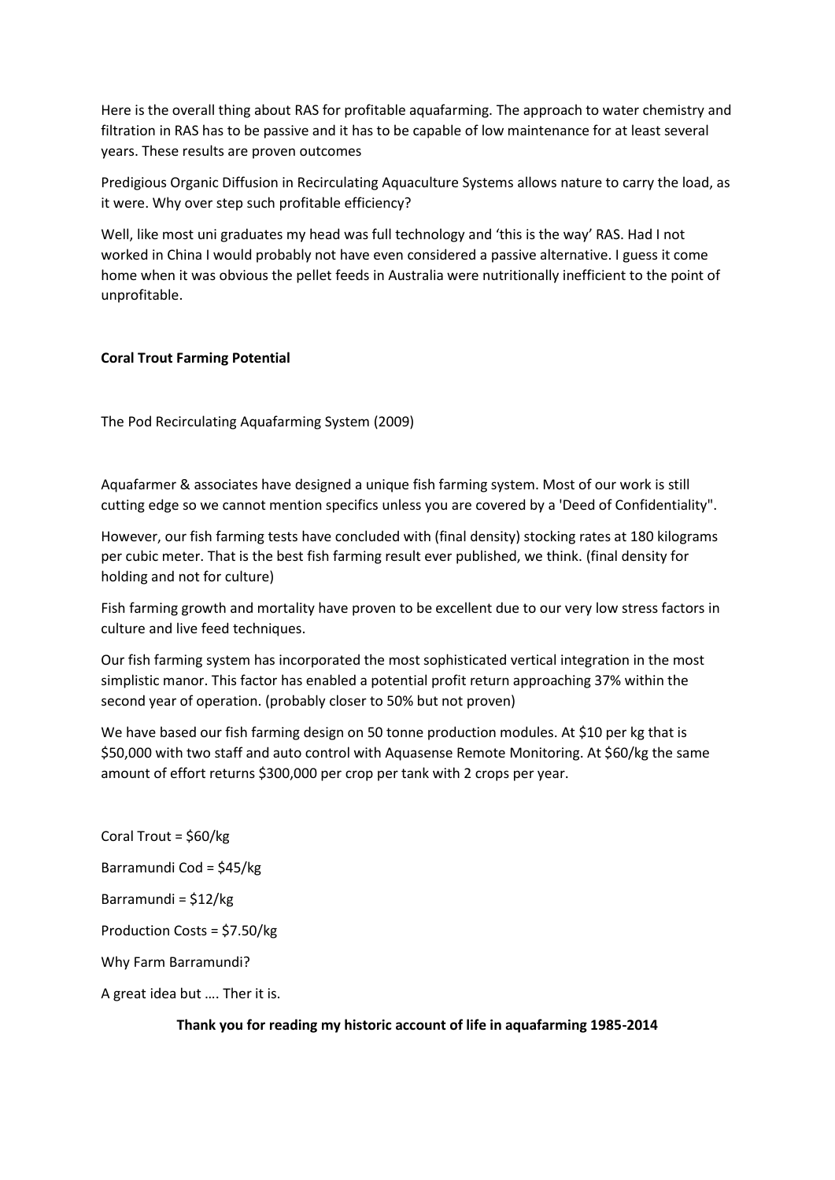Here is the overall thing about RAS for profitable aquafarming. The approach to water chemistry and filtration in RAS has to be passive and it has to be capable of low maintenance for at least several years. These results are proven outcomes

Predigious Organic Diffusion in Recirculating Aquaculture Systems allows nature to carry the load, as it were. Why over step such profitable efficiency?

Well, like most uni graduates my head was full technology and 'this is the way' RAS. Had I not worked in China I would probably not have even considered a passive alternative. I guess it come home when it was obvious the pellet feeds in Australia were nutritionally inefficient to the point of unprofitable.

**Coral Trout Farming Potential**

The Pod Recirculating Aquafarming System (2009)

Aquafarmer & associates have designed a unique fish farming system. Most of our work is still cutting edge so we cannot mention specifics unless you are covered by a 'Deed of Confidentiality".

However, our fish farming tests have concluded with (final density) stocking rates at 180 kilograms per cubic meter. That is the best fish farming result ever published, we think. (final density for holding and not for culture)

Fish farming growth and mortality have proven to be excellent due to our very low stress factors in culture and live feed techniques.

Our fish farming system has incorporated the most sophisticated vertical integration in the most simplistic manor. This factor has enabled a potential profit return approaching 37% within the second year of operation. (probably closer to 50% but not proven)

We have based our fish farming design on 50 tonne production modules. At $10 per kg that is $50,000 with two staff and auto control with Aquasense Remote Monitoring. At $60/kg the same amount of effort returns $300,000 per crop per tank with 2 crops per year.

Coral Trout = $60/kg

Barramundi Cod = $45/kg

Barramundi = $12/kg

Production Costs = $7.50/kg

Why Farm Barramundi?

A great idea but …. Ther it is.

**Thank you for reading my historic account of life in aquafarming 1985-2014**